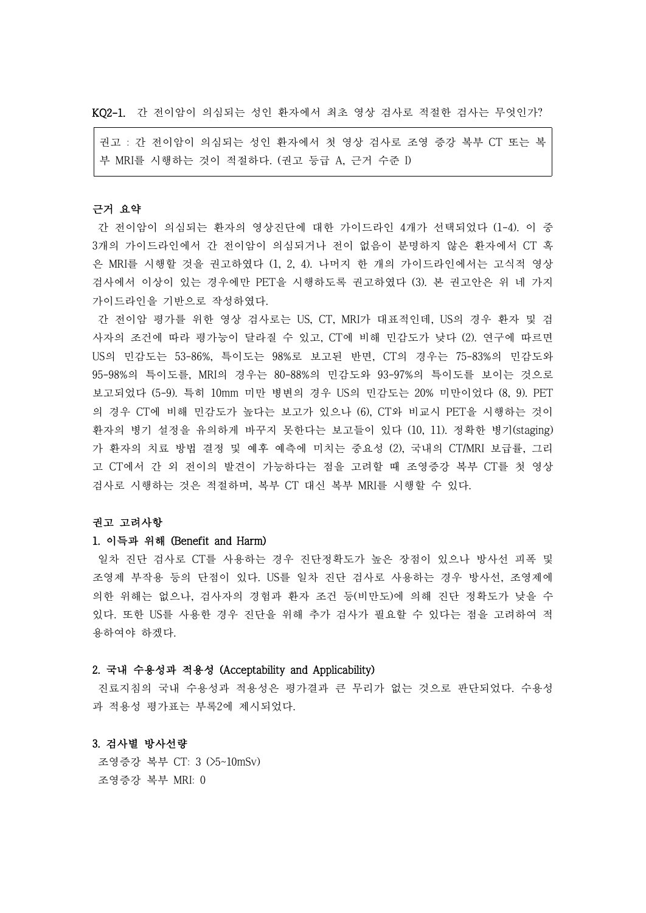KQ2-1. 간 전이암이 의심되는 성인 환자에서 최초 영상 검사로 적절한 검사는 무엇인가?

> 권고 : 간 전이암이 의심되는 성인 환자에서 첫 영상 검사로 조영 증강 복부 CT 또는 복부 MRI를 시행하는 것이 적절하다. (권고 등급 A, 근거 수준 I)

**근거 요약**

간 전이암이 의심되는 환자의 영상진단에 대한 가이드라인 4개가 선택되었다 (1-4). 이 중 3개의 가이드라인에서 간 전이암이 의심되거나 전이 없음이 분명하지 않은 환자에서 CT 혹은 MRI를 시행할 것을 권고하였다 (1, 2, 4). 나머지 한 개의 가이드라인에서는 고식적 영상 검사에서 이상이 있는 경우에만 PET을 시행하도록 권고하였다 (3). 본 권고안은 위 네 가지 가이드라인을 기반으로 작성하였다.

간 전이암 평가를 위한 영상 검사로는 US, CT, MRI가 대표적인데, US의 경우 환자 및 검사자의 조건에 따라 평가능이 달라질 수 있고, CT에 비해 민감도가 낮다 (2). 연구에 따르면 US의 민감도는 53-86%, 특이도는 98%로 보고된 반면, CT의 경우는 75-83%의 민감도와 95-98%의 특이도를, MRI의 경우는 80-88%의 민감도와 93-97%의 특이도를 보이는 것으로 보고되었다 (5-9). 특히 10mm 미만 병변의 경우 US의 민감도는 20% 미만이었다 (8, 9). PET의 경우 CT에 비해 민감도가 높다는 보고가 있으나 (6), CT와 비교시 PET을 시행하는 것이 환자의 병기 설정을 유의하게 바꾸지 못한다는 보고들이 있다 (10, 11). 정확한 병기(staging)가 환자의 치료 방법 결정 및 예후 예측에 미치는 중요성 (2), 국내의 CT/MRI 보급률, 그리고 CT에서 간 외 전이의 발견이 가능하다는 점을 고려할 때 조영증강 복부 CT를 첫 영상 검사로 시행하는 것은 적절하며, 복부 CT 대신 복부 MRI를 시행할 수 있다.

**권고 고려사항**

**1. 이득과 위해 (Benefit and Harm)**

일차 진단 검사로 CT를 사용하는 경우 진단정확도가 높은 장점이 있으나 방사선 피폭 및 조영제 부작용 등의 단점이 있다. US를 일차 진단 검사로 사용하는 경우 방사선, 조영제에 의한 위해는 없으나, 검사자의 경험과 환자 조건 등(비만도)에 의해 진단 정확도가 낮을 수 있다. 또한 US를 사용한 경우 진단을 위해 추가 검사가 필요할 수 있다는 점을 고려하여 적용하여야 하겠다.

**2. 국내 수용성과 적용성 (Acceptability and Applicability)**

진료지침의 국내 수용성과 적용성은 평가결과 큰 무리가 없는 것으로 판단되었다. 수용성과 적용성 평가표는 부록2에 제시되었다.

**3. 검사별 방사선량**

조영증강 복부 CT: 3 (>5~10mSv)

조영증강 복부 MRI: 0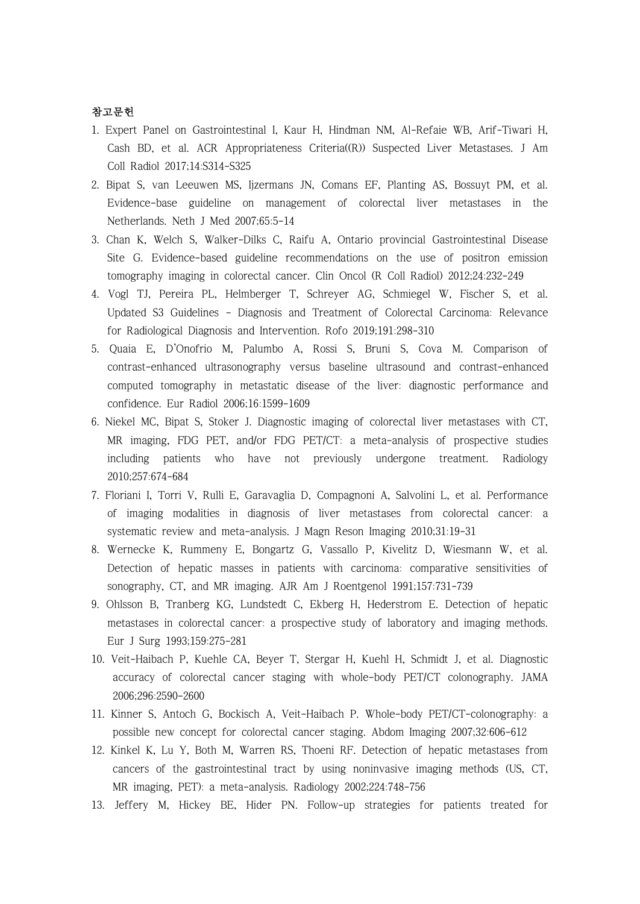**참고문헌**

1. Expert Panel on Gastrointestinal I, Kaur H, Hindman NM, Al-Refaie WB, Arif-Tiwari H, Cash BD, et al. ACR Appropriateness Criteria((R)) Suspected Liver Metastases. J Am Coll Radiol 2017;14:S314-S325
2. Bipat S, van Leeuwen MS, Ijzermans JN, Comans EF, Planting AS, Bossuyt PM, et al. Evidence-base guideline on management of colorectal liver metastases in the Netherlands. Neth J Med 2007;65:5-14
3. Chan K, Welch S, Walker-Dilks C, Raifu A, Ontario provincial Gastrointestinal Disease Site G. Evidence-based guideline recommendations on the use of positron emission tomography imaging in colorectal cancer. Clin Oncol (R Coll Radiol) 2012;24:232-249
4. Vogl TJ, Pereira PL, Helmberger T, Schreyer AG, Schmiegel W, Fischer S, et al. Updated S3 Guidelines - Diagnosis and Treatment of Colorectal Carcinoma: Relevance for Radiological Diagnosis and Intervention. Rofo 2019;191:298-310
5. Quaia E, D'Onofrio M, Palumbo A, Rossi S, Bruni S, Cova M. Comparison of contrast-enhanced ultrasonography versus baseline ultrasound and contrast-enhanced computed tomography in metastatic disease of the liver: diagnostic performance and confidence. Eur Radiol 2006;16:1599-1609
6. Niekel MC, Bipat S, Stoker J. Diagnostic imaging of colorectal liver metastases with CT, MR imaging, FDG PET, and/or FDG PET/CT: a meta-analysis of prospective studies including patients who have not previously undergone treatment. Radiology 2010;257:674-684
7. Floriani I, Torri V, Rulli E, Garavaglia D, Compagnoni A, Salvolini L, et al. Performance of imaging modalities in diagnosis of liver metastases from colorectal cancer: a systematic review and meta-analysis. J Magn Reson Imaging 2010;31:19-31
8. Wernecke K, Rummeny E, Bongartz G, Vassallo P, Kivelitz D, Wiesmann W, et al. Detection of hepatic masses in patients with carcinoma: comparative sensitivities of sonography, CT, and MR imaging. AJR Am J Roentgenol 1991;157:731-739
9. Ohlsson B, Tranberg KG, Lundstedt C, Ekberg H, Hederstrom E. Detection of hepatic metastases in colorectal cancer: a prospective study of laboratory and imaging methods. Eur J Surg 1993;159:275-281
10. Veit-Haibach P, Kuehle CA, Beyer T, Stergar H, Kuehl H, Schmidt J, et al. Diagnostic accuracy of colorectal cancer staging with whole-body PET/CT colonography. JAMA 2006;296:2590-2600
11. Kinner S, Antoch G, Bockisch A, Veit-Haibach P. Whole-body PET/CT-colonography: a possible new concept for colorectal cancer staging. Abdom Imaging 2007;32:606-612
12. Kinkel K, Lu Y, Both M, Warren RS, Thoeni RF. Detection of hepatic metastases from cancers of the gastrointestinal tract by using noninvasive imaging methods (US, CT, MR imaging, PET): a meta-analysis. Radiology 2002;224:748-756
13. Jeffery M, Hickey BE, Hider PN. Follow-up strategies for patients treated for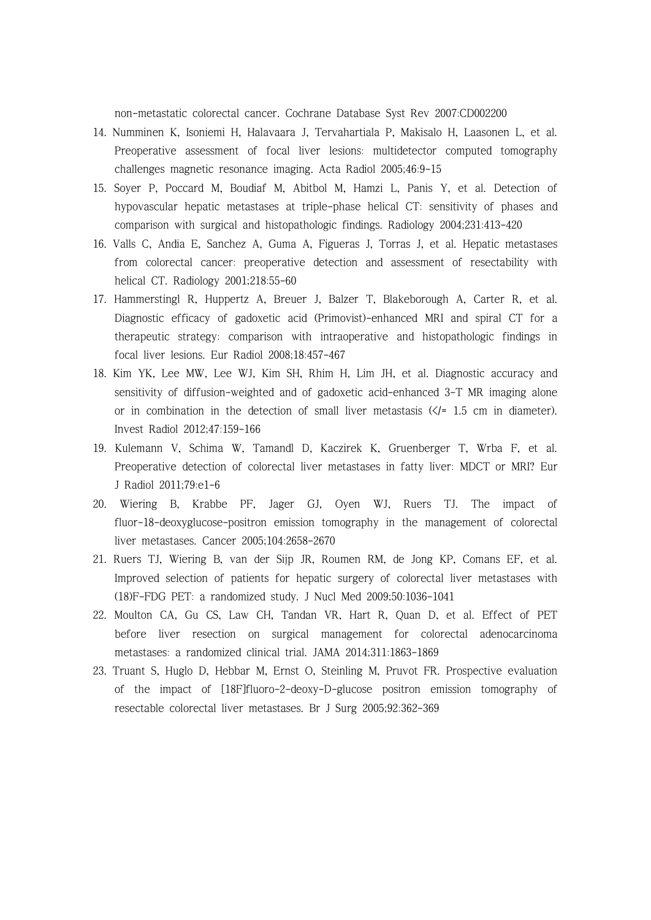non-metastatic colorectal cancer. Cochrane Database Syst Rev 2007:CD002200

14. Numminen K, Isoniemi H, Halavaara J, Tervahartiala P, Makisalo H, Laasonen L, et al. Preoperative assessment of focal liver lesions: multidetector computed tomography challenges magnetic resonance imaging. Acta Radiol 2005;46:9-15
15. Soyer P, Poccard M, Boudiaf M, Abitbol M, Hamzi L, Panis Y, et al. Detection of hypovascular hepatic metastases at triple-phase helical CT: sensitivity of phases and comparison with surgical and histopathologic findings. Radiology 2004;231:413-420
16. Valls C, Andia E, Sanchez A, Guma A, Figueras J, Torras J, et al. Hepatic metastases from colorectal cancer: preoperative detection and assessment of resectability with helical CT. Radiology 2001;218:55-60
17. Hammerstingl R, Huppertz A, Breuer J, Balzer T, Blakeborough A, Carter R, et al. Diagnostic efficacy of gadoxetic acid (Primovist)-enhanced MRI and spiral CT for a therapeutic strategy: comparison with intraoperative and histopathologic findings in focal liver lesions. Eur Radiol 2008;18:457-467
18. Kim YK, Lee MW, Lee WJ, Kim SH, Rhim H, Lim JH, et al. Diagnostic accuracy and sensitivity of diffusion-weighted and of gadoxetic acid-enhanced 3-T MR imaging alone or in combination in the detection of small liver metastasis (</= 1.5 cm in diameter). Invest Radiol 2012;47:159-166
19. Kulemann V, Schima W, Tamandl D, Kaczirek K, Gruenberger T, Wrba F, et al. Preoperative detection of colorectal liver metastases in fatty liver: MDCT or MRI? Eur J Radiol 2011;79:e1-6
20. Wiering B, Krabbe PF, Jager GJ, Oyen WJ, Ruers TJ. The impact of fluor-18-deoxyglucose-positron emission tomography in the management of colorectal liver metastases. Cancer 2005;104:2658-2670
21. Ruers TJ, Wiering B, van der Sijp JR, Roumen RM, de Jong KP, Comans EF, et al. Improved selection of patients for hepatic surgery of colorectal liver metastases with (18)F-FDG PET: a randomized study. J Nucl Med 2009;50:1036-1041
22. Moulton CA, Gu CS, Law CH, Tandan VR, Hart R, Quan D, et al. Effect of PET before liver resection on surgical management for colorectal adenocarcinoma metastases: a randomized clinical trial. JAMA 2014;311:1863-1869
23. Truant S, Huglo D, Hebbar M, Ernst O, Steinling M, Pruvot FR. Prospective evaluation of the impact of [18F]fluoro-2-deoxy-D-glucose positron emission tomography of resectable colorectal liver metastases. Br J Surg 2005;92:362-369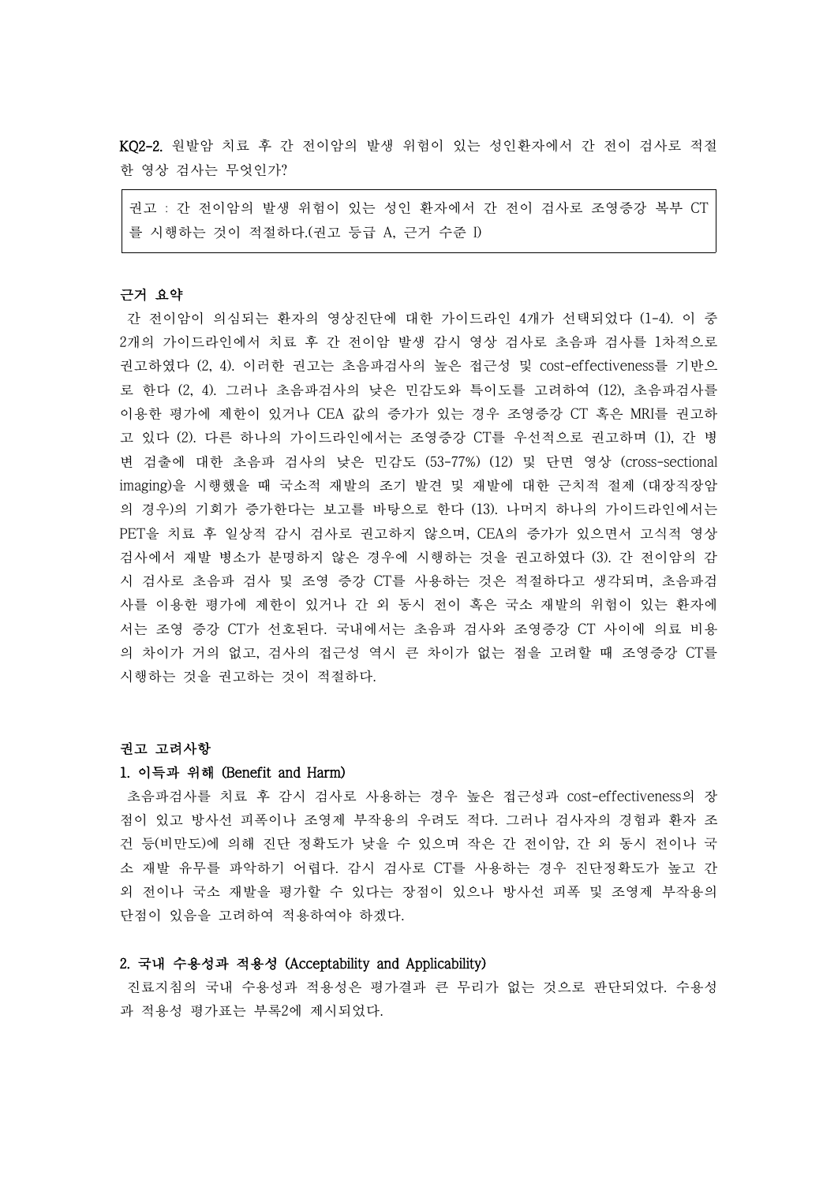**KQ2-2.** 원발암 치료 후 간 전이암의 발생 위험이 있는 성인환자에서 간 전이 검사로 적절한 영상 검사는 무엇인가?

> 권고 : 간 전이암의 발생 위험이 있는 성인 환자에서 간 전이 검사로 조영증강 복부 CT를 시행하는 것이 적절하다.(권고 등급 A, 근거 수준 I)

**근거 요약**

간 전이암이 의심되는 환자의 영상진단에 대한 가이드라인 4개가 선택되었다 (1-4). 이 중 2개의 가이드라인에서 치료 후 간 전이암 발생 감시 영상 검사로 초음파 검사를 1차적으로 권고하였다 (2, 4). 이러한 권고는 초음파검사의 높은 접근성 및 cost-effectiveness를 기반으로 한다 (2, 4). 그러나 초음파검사의 낮은 민감도와 특이도를 고려하여 (12), 초음파검사를 이용한 평가에 제한이 있거나 CEA 값의 증가가 있는 경우 조영증강 CT 혹은 MRI를 권고하고 있다 (2). 다른 하나의 가이드라인에서는 조영증강 CT를 우선적으로 권고하며 (1), 간 병변 검출에 대한 초음파 검사의 낮은 민감도 (53-77%) (12) 및 단면 영상 (cross-sectional imaging)을 시행했을 때 국소적 재발의 조기 발견 및 재발에 대한 근치적 절제 (대장직장암의 경우)의 기회가 증가한다는 보고를 바탕으로 한다 (13). 나머지 하나의 가이드라인에서는 PET을 치료 후 일상적 감시 검사로 권고하지 않으며, CEA의 증가가 있으면서 고식적 영상 검사에서 재발 병소가 분명하지 않은 경우에 시행하는 것을 권고하였다 (3). 간 전이암의 감시 검사로 초음파 검사 및 조영 증강 CT를 사용하는 것은 적절하다고 생각되며, 초음파검사를 이용한 평가에 제한이 있거나 간 외 동시 전이 혹은 국소 재발의 위험이 있는 환자에서는 조영 증강 CT가 선호된다. 국내에서는 초음파 검사와 조영증강 CT 사이에 의료 비용의 차이가 거의 없고, 검사의 접근성 역시 큰 차이가 없는 점을 고려할 때 조영증강 CT를 시행하는 것을 권고하는 것이 적절하다.

**권고 고려사항**

**1. 이득과 위해 (Benefit and Harm)**

초음파검사를 치료 후 감시 검사로 사용하는 경우 높은 접근성과 cost-effectiveness의 장점이 있고 방사선 피폭이나 조영제 부작용의 우려도 적다. 그러나 검사자의 경험과 환자 조건 등(비만도)에 의해 진단 정확도가 낮을 수 있으며 작은 간 전이암, 간 외 동시 전이나 국소 재발 유무를 파악하기 어렵다. 감시 검사로 CT를 사용하는 경우 진단정확도가 높고 간 외 전이나 국소 재발을 평가할 수 있다는 장점이 있으나 방사선 피폭 및 조영제 부작용의 단점이 있음을 고려하여 적용하여야 하겠다.

**2. 국내 수용성과 적용성 (Acceptability and Applicability)**

진료지침의 국내 수용성과 적용성은 평가결과 큰 무리가 없는 것으로 판단되었다. 수용성과 적용성 평가표는 부록2에 제시되었다.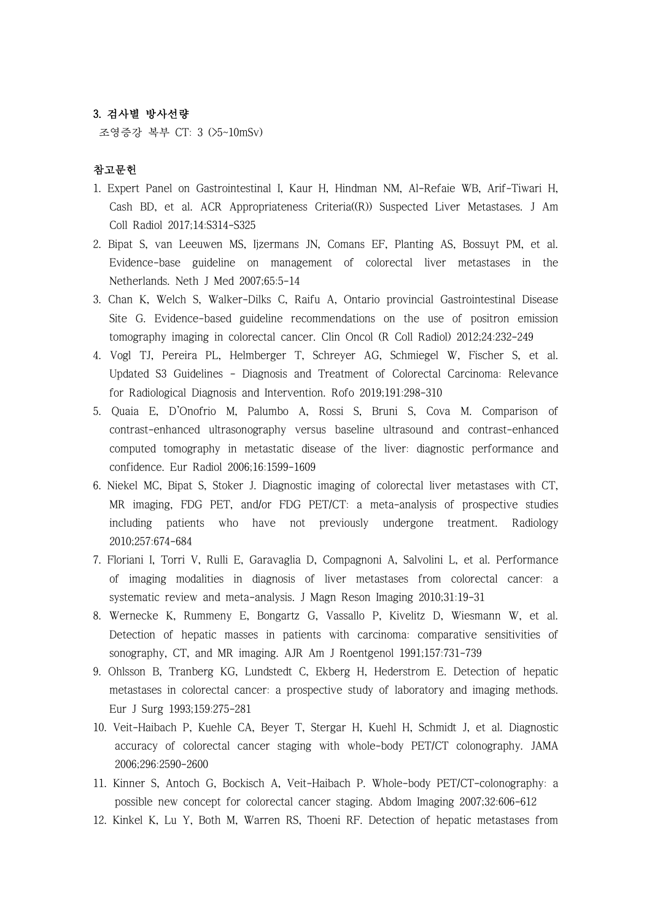### 3. 검사별 방사선량

조영증강 복부 CT: 3 (>5~10mSv)

### 참고문헌

1. Expert Panel on Gastrointestinal I, Kaur H, Hindman NM, Al-Refaie WB, Arif-Tiwari H, Cash BD, et al. ACR Appropriateness Criteria((R)) Suspected Liver Metastases. J Am Coll Radiol 2017;14:S314-S325
2. Bipat S, van Leeuwen MS, Ijzermans JN, Comans EF, Planting AS, Bossuyt PM, et al. Evidence-base guideline on management of colorectal liver metastases in the Netherlands. Neth J Med 2007;65:5-14
3. Chan K, Welch S, Walker-Dilks C, Raifu A, Ontario provincial Gastrointestinal Disease Site G. Evidence-based guideline recommendations on the use of positron emission tomography imaging in colorectal cancer. Clin Oncol (R Coll Radiol) 2012;24:232-249
4. Vogl TJ, Pereira PL, Helmberger T, Schreyer AG, Schmiegel W, Fischer S, et al. Updated S3 Guidelines - Diagnosis and Treatment of Colorectal Carcinoma: Relevance for Radiological Diagnosis and Intervention. Rofo 2019;191:298-310
5. Quaia E, D'Onofrio M, Palumbo A, Rossi S, Bruni S, Cova M. Comparison of contrast-enhanced ultrasonography versus baseline ultrasound and contrast-enhanced computed tomography in metastatic disease of the liver: diagnostic performance and confidence. Eur Radiol 2006;16:1599-1609
6. Niekel MC, Bipat S, Stoker J. Diagnostic imaging of colorectal liver metastases with CT, MR imaging, FDG PET, and/or FDG PET/CT: a meta-analysis of prospective studies including patients who have not previously undergone treatment. Radiology 2010;257:674-684
7. Floriani I, Torri V, Rulli E, Garavaglia D, Compagnoni A, Salvolini L, et al. Performance of imaging modalities in diagnosis of liver metastases from colorectal cancer: a systematic review and meta-analysis. J Magn Reson Imaging 2010;31:19-31
8. Wernecke K, Rummeny E, Bongartz G, Vassallo P, Kivelitz D, Wiesmann W, et al. Detection of hepatic masses in patients with carcinoma: comparative sensitivities of sonography, CT, and MR imaging. AJR Am J Roentgenol 1991;157:731-739
9. Ohlsson B, Tranberg KG, Lundstedt C, Ekberg H, Hederstrom E. Detection of hepatic metastases in colorectal cancer: a prospective study of laboratory and imaging methods. Eur J Surg 1993;159:275-281
10. Veit-Haibach P, Kuehle CA, Beyer T, Stergar H, Kuehl H, Schmidt J, et al. Diagnostic accuracy of colorectal cancer staging with whole-body PET/CT colonography. JAMA 2006;296:2590-2600
11. Kinner S, Antoch G, Bockisch A, Veit-Haibach P. Whole-body PET/CT-colonography: a possible new concept for colorectal cancer staging. Abdom Imaging 2007;32:606-612
12. Kinkel K, Lu Y, Both M, Warren RS, Thoeni RF. Detection of hepatic metastases from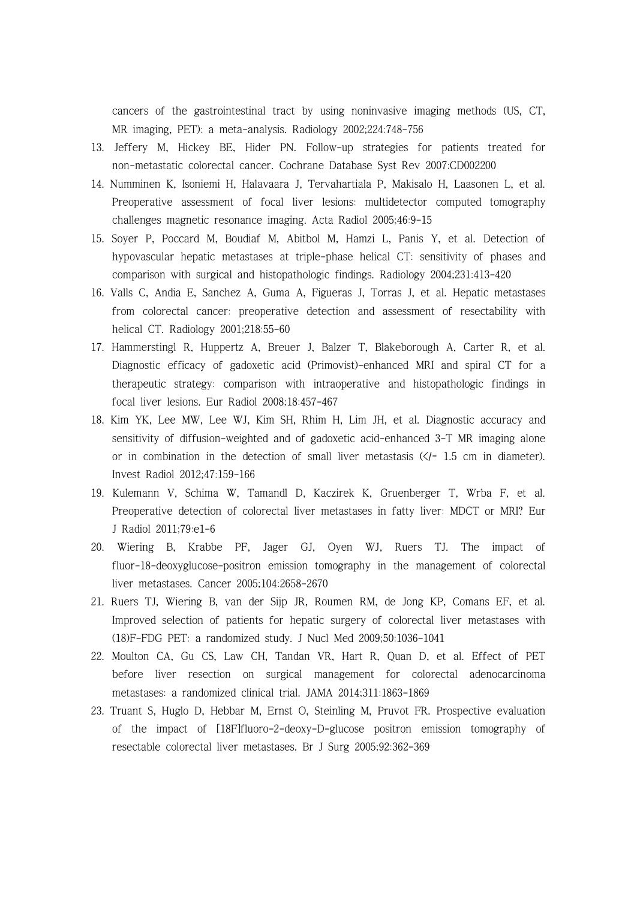cancers of the gastrointestinal tract by using noninvasive imaging methods (US, CT, MR imaging, PET): a meta-analysis. Radiology 2002;224:748-756

13. Jeffery M, Hickey BE, Hider PN. Follow-up strategies for patients treated for non-metastatic colorectal cancer. Cochrane Database Syst Rev 2007:CD002200
14. Numminen K, Isoniemi H, Halavaara J, Tervahartiala P, Makisalo H, Laasonen L, et al. Preoperative assessment of focal liver lesions: multidetector computed tomography challenges magnetic resonance imaging. Acta Radiol 2005;46:9-15
15. Soyer P, Poccard M, Boudiaf M, Abitbol M, Hamzi L, Panis Y, et al. Detection of hypovascular hepatic metastases at triple-phase helical CT: sensitivity of phases and comparison with surgical and histopathologic findings. Radiology 2004;231:413-420
16. Valls C, Andia E, Sanchez A, Guma A, Figueras J, Torras J, et al. Hepatic metastases from colorectal cancer: preoperative detection and assessment of resectability with helical CT. Radiology 2001;218:55-60
17. Hammerstingl R, Huppertz A, Breuer J, Balzer T, Blakeborough A, Carter R, et al. Diagnostic efficacy of gadoxetic acid (Primovist)-enhanced MRI and spiral CT for a therapeutic strategy: comparison with intraoperative and histopathologic findings in focal liver lesions. Eur Radiol 2008;18:457-467
18. Kim YK, Lee MW, Lee WJ, Kim SH, Rhim H, Lim JH, et al. Diagnostic accuracy and sensitivity of diffusion-weighted and of gadoxetic acid-enhanced 3-T MR imaging alone or in combination in the detection of small liver metastasis (</= 1.5 cm in diameter). Invest Radiol 2012;47:159-166
19. Kulemann V, Schima W, Tamandl D, Kaczirek K, Gruenberger T, Wrba F, et al. Preoperative detection of colorectal liver metastases in fatty liver: MDCT or MRI? Eur J Radiol 2011;79:e1-6
20. Wiering B, Krabbe PF, Jager GJ, Oyen WJ, Ruers TJ. The impact of fluor-18-deoxyglucose-positron emission tomography in the management of colorectal liver metastases. Cancer 2005;104:2658-2670
21. Ruers TJ, Wiering B, van der Sijp JR, Roumen RM, de Jong KP, Comans EF, et al. Improved selection of patients for hepatic surgery of colorectal liver metastases with (18)F-FDG PET: a randomized study. J Nucl Med 2009;50:1036-1041
22. Moulton CA, Gu CS, Law CH, Tandan VR, Hart R, Quan D, et al. Effect of PET before liver resection on surgical management for colorectal adenocarcinoma metastases: a randomized clinical trial. JAMA 2014;311:1863-1869
23. Truant S, Huglo D, Hebbar M, Ernst O, Steinling M, Pruvot FR. Prospective evaluation of the impact of [18F]fluoro-2-deoxy-D-glucose positron emission tomography of resectable colorectal liver metastases. Br J Surg 2005;92:362-369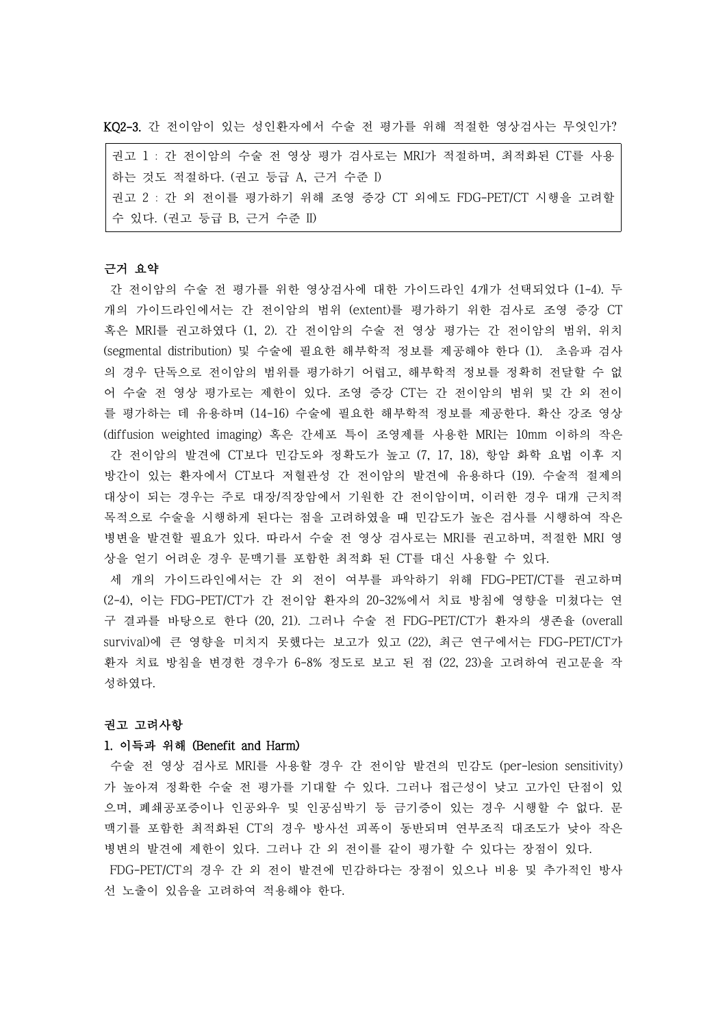**KQ2-3.** 간 전이암이 있는 성인환자에서 수술 전 평가를 위해 적절한 영상검사는 무엇인가?

> 권고 1 : 간 전이암의 수술 전 영상 평가 검사로는 MRI가 적절하며, 최적화된 CT를 사용하는 것도 적절하다. (권고 등급 A, 근거 수준 I)
> 권고 2 : 간 외 전이를 평가하기 위해 조영 증강 CT 외에도 FDG-PET/CT 시행을 고려할 수 있다. (권고 등급 B, 근거 수준 II)

**근거 요약**

간 전이암의 수술 전 평가를 위한 영상검사에 대한 가이드라인 4개가 선택되었다 (1-4). 두 개의 가이드라인에서는 간 전이암의 범위 (extent)를 평가하기 위한 검사로 조영 증강 CT 혹은 MRI를 권고하였다 (1, 2). 간 전이암의 수술 전 영상 평가는 간 전이암의 범위, 위치 (segmental distribution) 및 수술에 필요한 해부학적 정보를 제공해야 한다 (1). 초음파 검사의 경우 단독으로 전이암의 범위를 평가하기 어렵고, 해부학적 정보를 정확히 전달할 수 없어 수술 전 영상 평가로는 제한이 있다. 조영 증강 CT는 간 전이암의 범위 및 간 외 전이를 평가하는 데 유용하며 (14-16) 수술에 필요한 해부학적 정보를 제공한다. 확산 강조 영상 (diffusion weighted imaging) 혹은 간세포 특이 조영제를 사용한 MRI는 10mm 이하의 작은 간 전이암의 발견에 CT보다 민감도와 정확도가 높고 (7, 17, 18), 항암 화학 요법 이후 지방간이 있는 환자에서 CT보다 저혈관성 간 전이암의 발견에 유용하다 (19). 수술적 절제의 대상이 되는 경우는 주로 대장/직장암에서 기원한 간 전이암이며, 이러한 경우 대개 근치적 목적으로 수술을 시행하게 된다는 점을 고려하였을 때 민감도가 높은 검사를 시행하여 작은 병변을 발견할 필요가 있다. 따라서 수술 전 영상 검사로는 MRI를 권고하며, 적절한 MRI 영상을 얻기 어려운 경우 문맥기를 포함한 최적화 된 CT를 대신 사용할 수 있다.

세 개의 가이드라인에서는 간 외 전이 여부를 파악하기 위해 FDG-PET/CT를 권고하며 (2-4), 이는 FDG-PET/CT가 간 전이암 환자의 20-32%에서 치료 방침에 영향을 미쳤다는 연구 결과를 바탕으로 한다 (20, 21). 그러나 수술 전 FDG-PET/CT가 환자의 생존율 (overall survival)에 큰 영향을 미치지 못했다는 보고가 있고 (22), 최근 연구에서는 FDG-PET/CT가 환자 치료 방침을 변경한 경우가 6-8% 정도로 보고 된 점 (22, 23)을 고려하여 권고문을 작성하였다.

**권고 고려사항**

**1. 이득과 위해 (Benefit and Harm)**

수술 전 영상 검사로 MRI를 사용할 경우 간 전이암 발견의 민감도 (per-lesion sensitivity)가 높아져 정확한 수술 전 평가를 기대할 수 있다. 그러나 접근성이 낮고 고가인 단점이 있으며, 폐쇄공포증이나 인공와우 및 인공심박기 등 금기증이 있는 경우 시행할 수 없다. 문맥기를 포함한 최적화된 CT의 경우 방사선 피폭이 동반되며 연부조직 대조도가 낮아 작은 병변의 발견에 제한이 있다. 그러나 간 외 전이를 같이 평가할 수 있다는 장점이 있다.

FDG-PET/CT의 경우 간 외 전이 발견에 민감하다는 장점이 있으나 비용 및 추가적인 방사선 노출이 있음을 고려하여 적용해야 한다.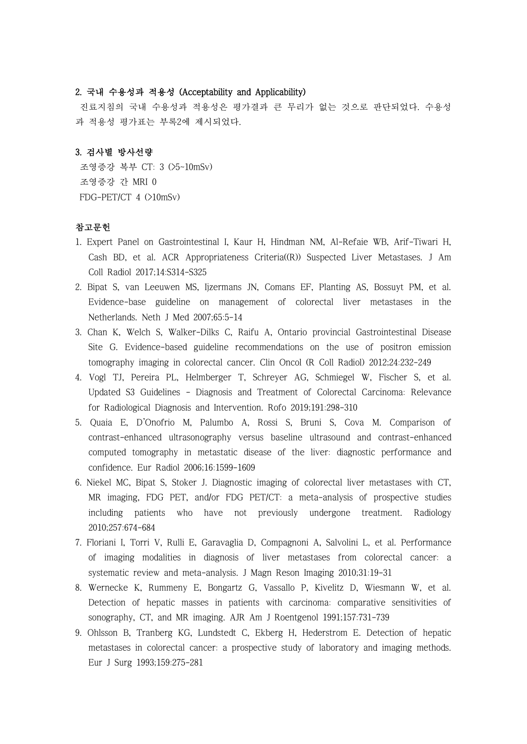### 2. 국내 수용성과 적용성 (Acceptability and Applicability)

진료지침의 국내 수용성과 적용성은 평가결과 큰 무리가 없는 것으로 판단되었다. 수용성과 적용성 평가표는 부록2에 제시되었다.

### 3. 검사별 방사선량

조영증강 복부 CT: 3 (>5~10mSv)
조영증강 간 MRI 0
FDG-PET/CT 4 (>10mSv)

### 참고문헌

1. Expert Panel on Gastrointestinal I, Kaur H, Hindman NM, Al-Refaie WB, Arif-Tiwari H, Cash BD, et al. ACR Appropriateness Criteria((R)) Suspected Liver Metastases. J Am Coll Radiol 2017;14:S314-S325
2. Bipat S, van Leeuwen MS, Ijzermans JN, Comans EF, Planting AS, Bossuyt PM, et al. Evidence-base guideline on management of colorectal liver metastases in the Netherlands. Neth J Med 2007;65:5-14
3. Chan K, Welch S, Walker-Dilks C, Raifu A, Ontario provincial Gastrointestinal Disease Site G. Evidence-based guideline recommendations on the use of positron emission tomography imaging in colorectal cancer. Clin Oncol (R Coll Radiol) 2012;24:232-249
4. Vogl TJ, Pereira PL, Helmberger T, Schreyer AG, Schmiegel W, Fischer S, et al. Updated S3 Guidelines - Diagnosis and Treatment of Colorectal Carcinoma: Relevance for Radiological Diagnosis and Intervention. Rofo 2019;191:298-310
5. Quaia E, D'Onofrio M, Palumbo A, Rossi S, Bruni S, Cova M. Comparison of contrast-enhanced ultrasonography versus baseline ultrasound and contrast-enhanced computed tomography in metastatic disease of the liver: diagnostic performance and confidence. Eur Radiol 2006;16:1599-1609
6. Niekel MC, Bipat S, Stoker J. Diagnostic imaging of colorectal liver metastases with CT, MR imaging, FDG PET, and/or FDG PET/CT: a meta-analysis of prospective studies including patients who have not previously undergone treatment. Radiology 2010;257:674-684
7. Floriani I, Torri V, Rulli E, Garavaglia D, Compagnoni A, Salvolini L, et al. Performance of imaging modalities in diagnosis of liver metastases from colorectal cancer: a systematic review and meta-analysis. J Magn Reson Imaging 2010;31:19-31
8. Wernecke K, Rummeny E, Bongartz G, Vassallo P, Kivelitz D, Wiesmann W, et al. Detection of hepatic masses in patients with carcinoma: comparative sensitivities of sonography, CT, and MR imaging. AJR Am J Roentgenol 1991;157:731-739
9. Ohlsson B, Tranberg KG, Lundstedt C, Ekberg H, Hederstrom E. Detection of hepatic metastases in colorectal cancer: a prospective study of laboratory and imaging methods. Eur J Surg 1993;159:275-281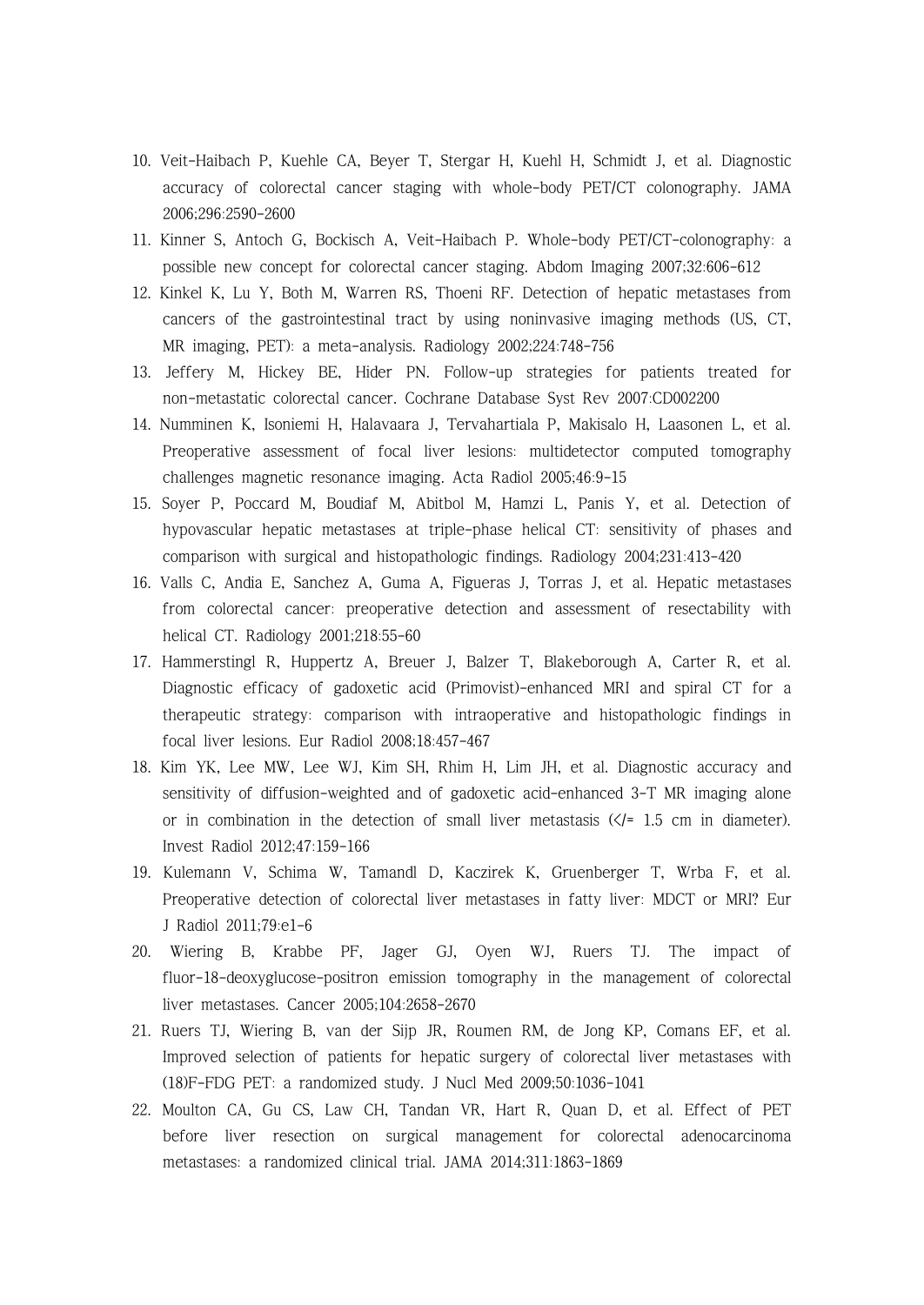10. Veit-Haibach P, Kuehle CA, Beyer T, Stergar H, Kuehl H, Schmidt J, et al. Diagnostic accuracy of colorectal cancer staging with whole-body PET/CT colonography. JAMA 2006;296:2590-2600
11. Kinner S, Antoch G, Bockisch A, Veit-Haibach P. Whole-body PET/CT-colonography: a possible new concept for colorectal cancer staging. Abdom Imaging 2007;32:606-612
12. Kinkel K, Lu Y, Both M, Warren RS, Thoeni RF. Detection of hepatic metastases from cancers of the gastrointestinal tract by using noninvasive imaging methods (US, CT, MR imaging, PET): a meta-analysis. Radiology 2002;224:748-756
13. Jeffery M, Hickey BE, Hider PN. Follow-up strategies for patients treated for non-metastatic colorectal cancer. Cochrane Database Syst Rev 2007:CD002200
14. Numminen K, Isoniemi H, Halavaara J, Tervahartiala P, Makisalo H, Laasonen L, et al. Preoperative assessment of focal liver lesions: multidetector computed tomography challenges magnetic resonance imaging. Acta Radiol 2005;46:9-15
15. Soyer P, Poccard M, Boudiaf M, Abitbol M, Hamzi L, Panis Y, et al. Detection of hypovascular hepatic metastases at triple-phase helical CT: sensitivity of phases and comparison with surgical and histopathologic findings. Radiology 2004;231:413-420
16. Valls C, Andia E, Sanchez A, Guma A, Figueras J, Torras J, et al. Hepatic metastases from colorectal cancer: preoperative detection and assessment of resectability with helical CT. Radiology 2001;218:55-60
17. Hammerstingl R, Huppertz A, Breuer J, Balzer T, Blakeborough A, Carter R, et al. Diagnostic efficacy of gadoxetic acid (Primovist)-enhanced MRI and spiral CT for a therapeutic strategy: comparison with intraoperative and histopathologic findings in focal liver lesions. Eur Radiol 2008;18:457-467
18. Kim YK, Lee MW, Lee WJ, Kim SH, Rhim H, Lim JH, et al. Diagnostic accuracy and sensitivity of diffusion-weighted and of gadoxetic acid-enhanced 3-T MR imaging alone or in combination in the detection of small liver metastasis (</= 1.5 cm in diameter). Invest Radiol 2012;47:159-166
19. Kulemann V, Schima W, Tamandl D, Kaczirek K, Gruenberger T, Wrba F, et al. Preoperative detection of colorectal liver metastases in fatty liver: MDCT or MRI? Eur J Radiol 2011;79:e1-6
20. Wiering B, Krabbe PF, Jager GJ, Oyen WJ, Ruers TJ. The impact of fluor-18-deoxyglucose-positron emission tomography in the management of colorectal liver metastases. Cancer 2005;104:2658-2670
21. Ruers TJ, Wiering B, van der Sijp JR, Roumen RM, de Jong KP, Comans EF, et al. Improved selection of patients for hepatic surgery of colorectal liver metastases with (18)F-FDG PET: a randomized study. J Nucl Med 2009;50:1036-1041
22. Moulton CA, Gu CS, Law CH, Tandan VR, Hart R, Quan D, et al. Effect of PET before liver resection on surgical management for colorectal adenocarcinoma metastases: a randomized clinical trial. JAMA 2014;311:1863-1869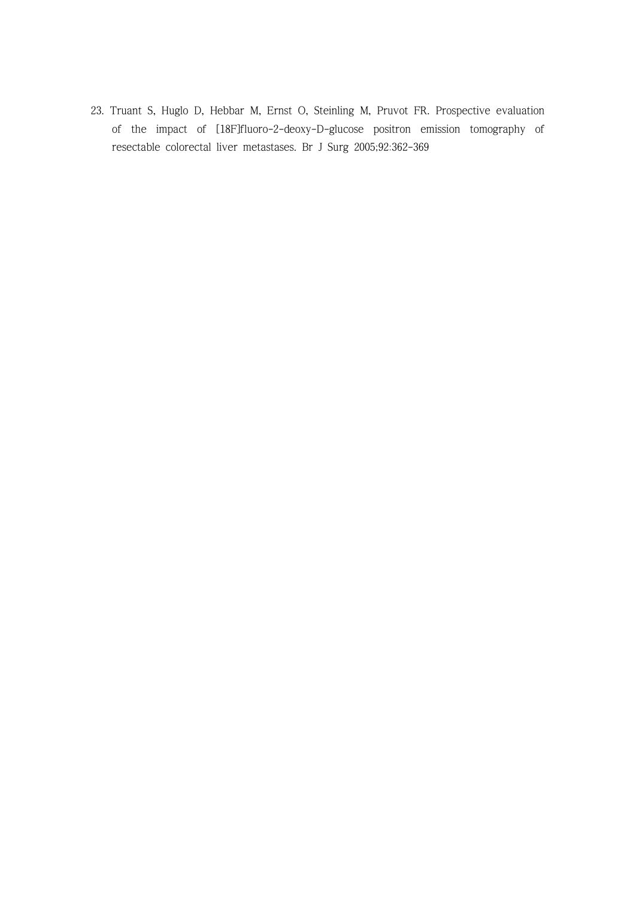23. Truant S, Huglo D, Hebbar M, Ernst O, Steinling M, Pruvot FR. Prospective evaluation of the impact of [18F]fluoro-2-deoxy-D-glucose positron emission tomography of resectable colorectal liver metastases. Br J Surg 2005;92:362-369